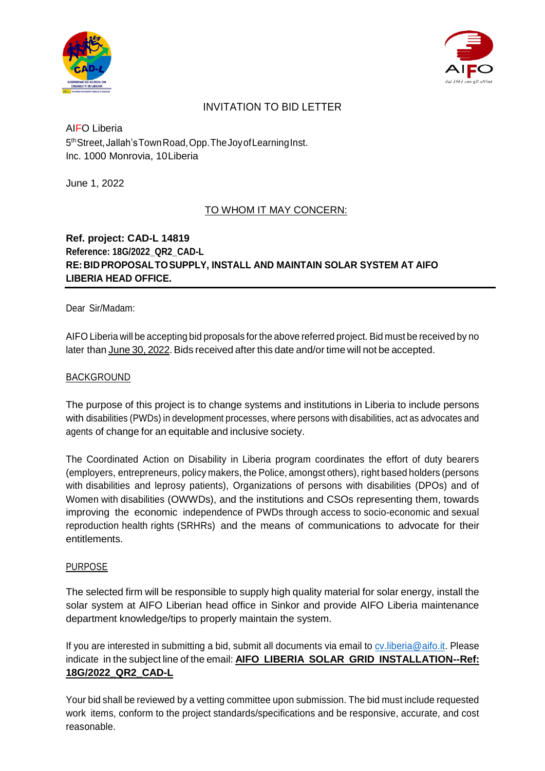INVITATION TO BID LETTER

AIFO Liberia
5th Street, Jallah's Town Road, Opp. The Joy of Learning Inst.
Inc. 1000 Monrovia, 10 Liberia

June 1, 2022

TO WHOM IT MAY CONCERN:

**Ref. project: CAD-L 14819**
**Reference: 18G/2022_QR2_CAD-L**
**RE: BID PROPOSAL TO SUPPLY, INSTALL AND MAINTAIN SOLAR SYSTEM AT AIFO LIBERIA HEAD OFFICE.**

---

Dear Sir/Madam:

AIFO Liberia will be accepting bid proposals for the above referred project. Bid must be received by no later than June 30, 2022. Bids received after this date and/or time will not be accepted.

BACKGROUND

The purpose of this project is to change systems and institutions in Liberia to include persons with disabilities (PWDs) in development processes, where persons with disabilities, act as advocates and agents of change for an equitable and inclusive society.

The Coordinated Action on Disability in Liberia program coordinates the effort of duty bearers (employers, entrepreneurs, policy makers, the Police, amongst others), right based holders (persons with disabilities and leprosy patients), Organizations of persons with disabilities (DPOs) and of Women with disabilities (OWWDs), and the institutions and CSOs representing them, towards improving the economic independence of PWDs through access to socio-economic and sexual reproduction health rights (SRHRs) and the means of communications to advocate for their entitlements.

PURPOSE

The selected firm will be responsible to supply high quality material for solar energy, install the solar system at AIFO Liberian head office in Sinkor and provide AIFO Liberia maintenance department knowledge/tips to properly maintain the system.

If you are interested in submitting a bid, submit all documents via email to cv.liberia@aifo.it. Please indicate in the subject line of the email: **AIFO LIBERIA SOLAR GRID INSTALLATION--Ref: 18G/2022_QR2_CAD-L**

Your bid shall be reviewed by a vetting committee upon submission. The bid must include requested work items, conform to the project standards/specifications and be responsive, accurate, and cost reasonable.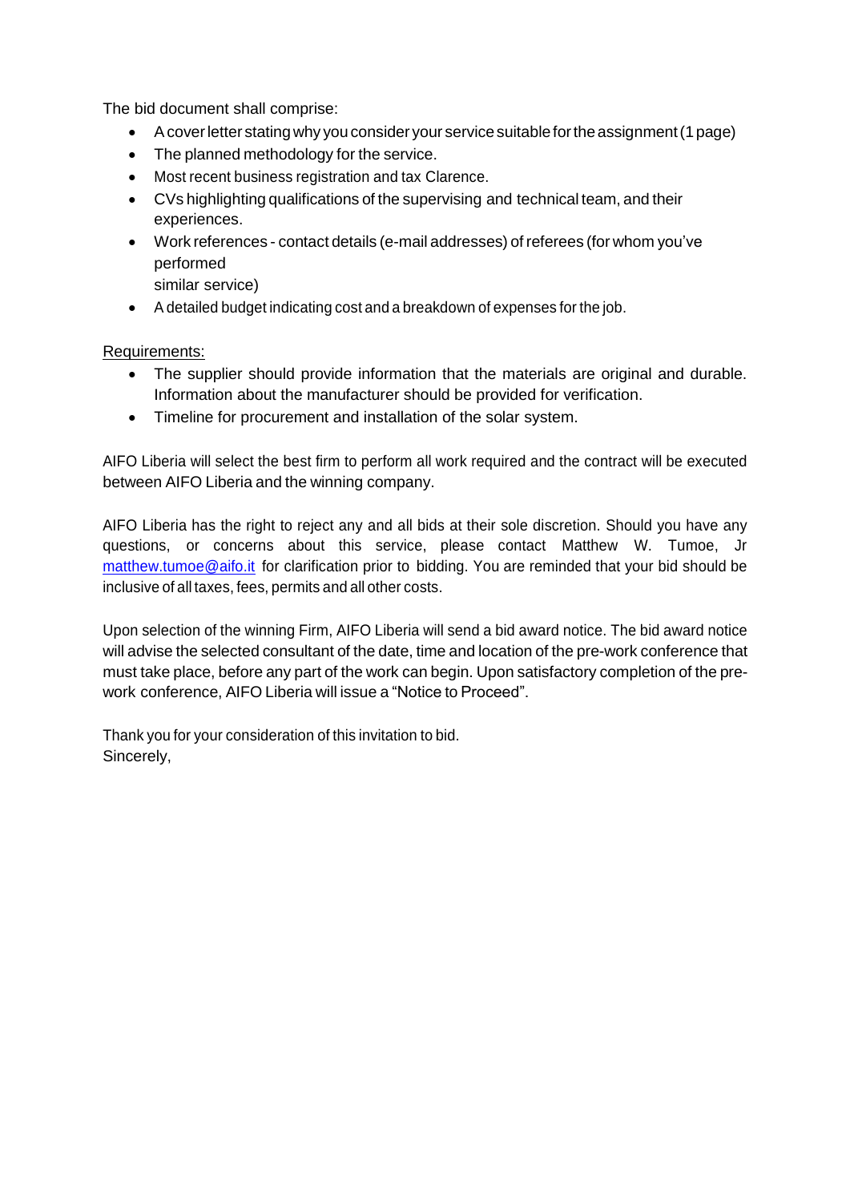The bid document shall comprise:

- A cover letter stating why you consider your service suitable for the assignment (1 page)
- The planned methodology for the service.
- Most recent business registration and tax Clarence.
- CVs highlighting qualifications of the supervising and technical team, and their experiences.
- Work references - contact details (e-mail addresses) of referees (for whom you've performed similar service)
- A detailed budget indicating cost and a breakdown of expenses for the job.

Requirements:

- The supplier should provide information that the materials are original and durable. Information about the manufacturer should be provided for verification.
- Timeline for procurement and installation of the solar system.

AIFO Liberia will select the best firm to perform all work required and the contract will be executed between AIFO Liberia and the winning company.

AIFO Liberia has the right to reject any and all bids at their sole discretion. Should you have any questions, or concerns about this service, please contact Matthew W. Tumoe, Jr matthew.tumoe@aifo.it for clarification prior to bidding. You are reminded that your bid should be inclusive of all taxes, fees, permits and all other costs.

Upon selection of the winning Firm, AIFO Liberia will send a bid award notice. The bid award notice will advise the selected consultant of the date, time and location of the pre-work conference that must take place, before any part of the work can begin. Upon satisfactory completion of the pre-work conference, AIFO Liberia will issue a "Notice to Proceed".

Thank you for your consideration of this invitation to bid.
Sincerely,